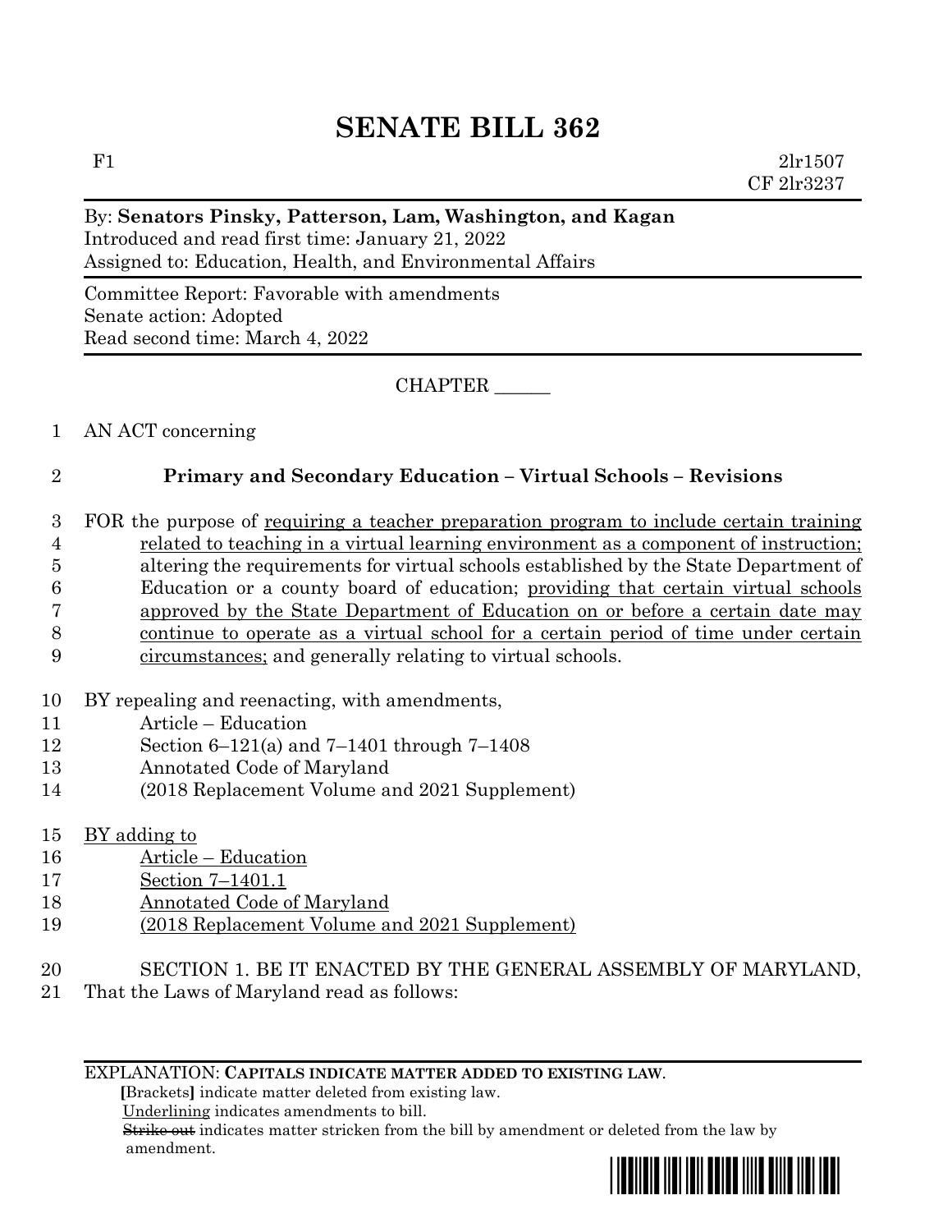# SENATE BILL 362

F1 2lr1507
CF 2lr3237

By: **Senators Pinsky, Patterson, Lam, Washington, and Kagan**
Introduced and read first time: January 21, 2022
Assigned to: Education, Health, and Environmental Affairs

Committee Report: Favorable with amendments
Senate action: Adopted
Read second time: March 4, 2022

CHAPTER ______

AN ACT concerning

**Primary and Secondary Education – Virtual Schools – Revisions**

FOR the purpose of requiring a teacher preparation program to include certain training related to teaching in a virtual learning environment as a component of instruction; altering the requirements for virtual schools established by the State Department of Education or a county board of education; providing that certain virtual schools approved by the State Department of Education on or before a certain date may continue to operate as a virtual school for a certain period of time under certain circumstances; and generally relating to virtual schools.

BY repealing and reenacting, with amendments,
Article – Education
Section 6–121(a) and 7–1401 through 7–1408
Annotated Code of Maryland
(2018 Replacement Volume and 2021 Supplement)

BY adding to
Article – Education
Section 7–1401.1
Annotated Code of Maryland
(2018 Replacement Volume and 2021 Supplement)

SECTION 1. BE IT ENACTED BY THE GENERAL ASSEMBLY OF MARYLAND, That the Laws of Maryland read as follows:

EXPLANATION: **CAPITALS INDICATE MATTER ADDED TO EXISTING LAW.**
**[**Brackets**]** indicate matter deleted from existing law.
Underlining indicates amendments to bill.
~~Strike out~~ indicates matter stricken from the bill by amendment or deleted from the law by amendment.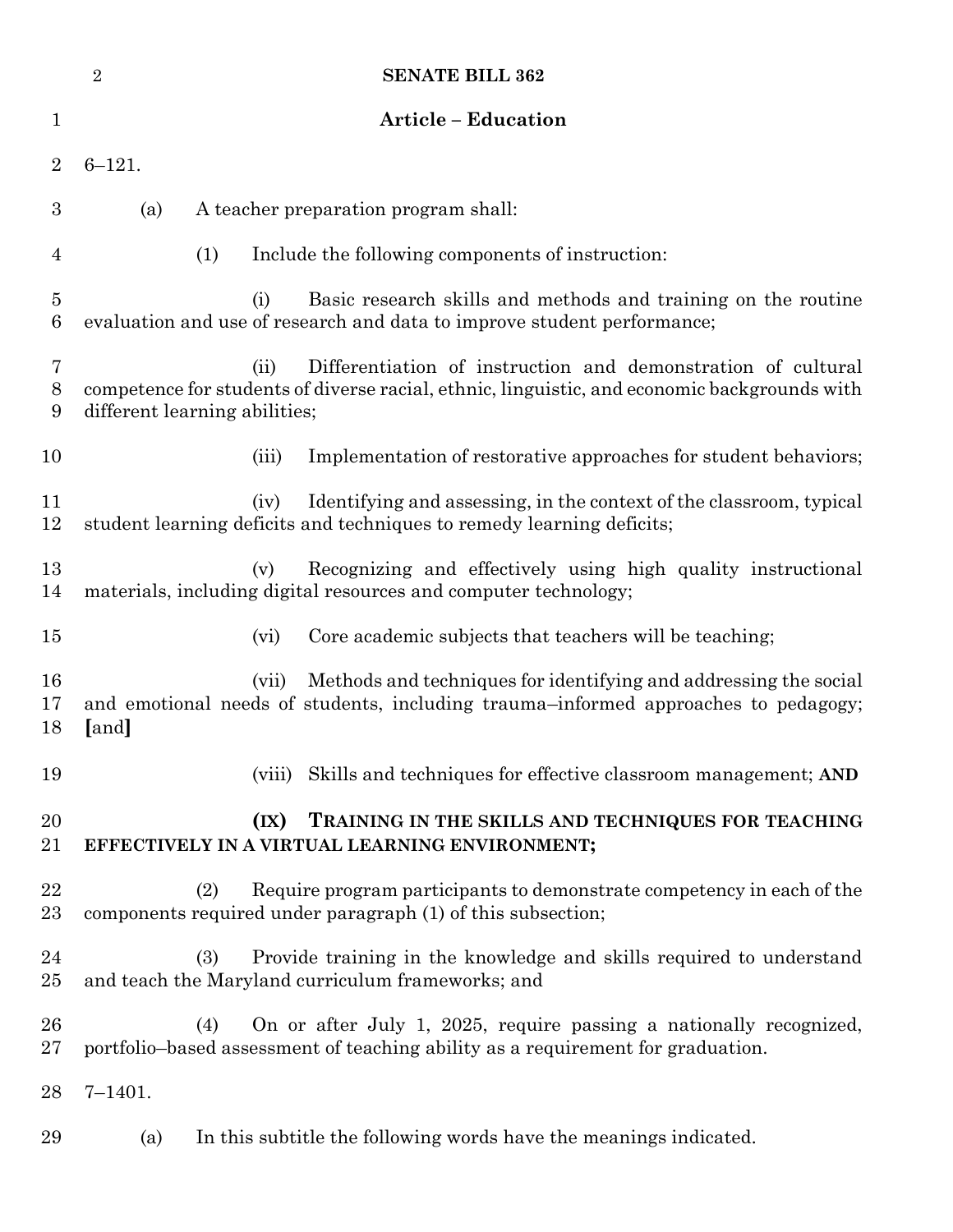**Article – Education**

6–121.

(a) A teacher preparation program shall:

(1) Include the following components of instruction:

(i) Basic research skills and methods and training on the routine evaluation and use of research and data to improve student performance;

(ii) Differentiation of instruction and demonstration of cultural competence for students of diverse racial, ethnic, linguistic, and economic backgrounds with different learning abilities;

(iii) Implementation of restorative approaches for student behaviors;

(iv) Identifying and assessing, in the context of the classroom, typical student learning deficits and techniques to remedy learning deficits;

(v) Recognizing and effectively using high quality instructional materials, including digital resources and computer technology;

(vi) Core academic subjects that teachers will be teaching;

(vii) Methods and techniques for identifying and addressing the social and emotional needs of students, including trauma–informed approaches to pedagogy; **[**and**]**

(viii) Skills and techniques for effective classroom management; **AND**

**(IX) TRAINING IN THE SKILLS AND TECHNIQUES FOR TEACHING EFFECTIVELY IN A VIRTUAL LEARNING ENVIRONMENT;**

(2) Require program participants to demonstrate competency in each of the components required under paragraph (1) of this subsection;

(3) Provide training in the knowledge and skills required to understand and teach the Maryland curriculum frameworks; and

(4) On or after July 1, 2025, require passing a nationally recognized, portfolio–based assessment of teaching ability as a requirement for graduation.

7–1401.

(a) In this subtitle the following words have the meanings indicated.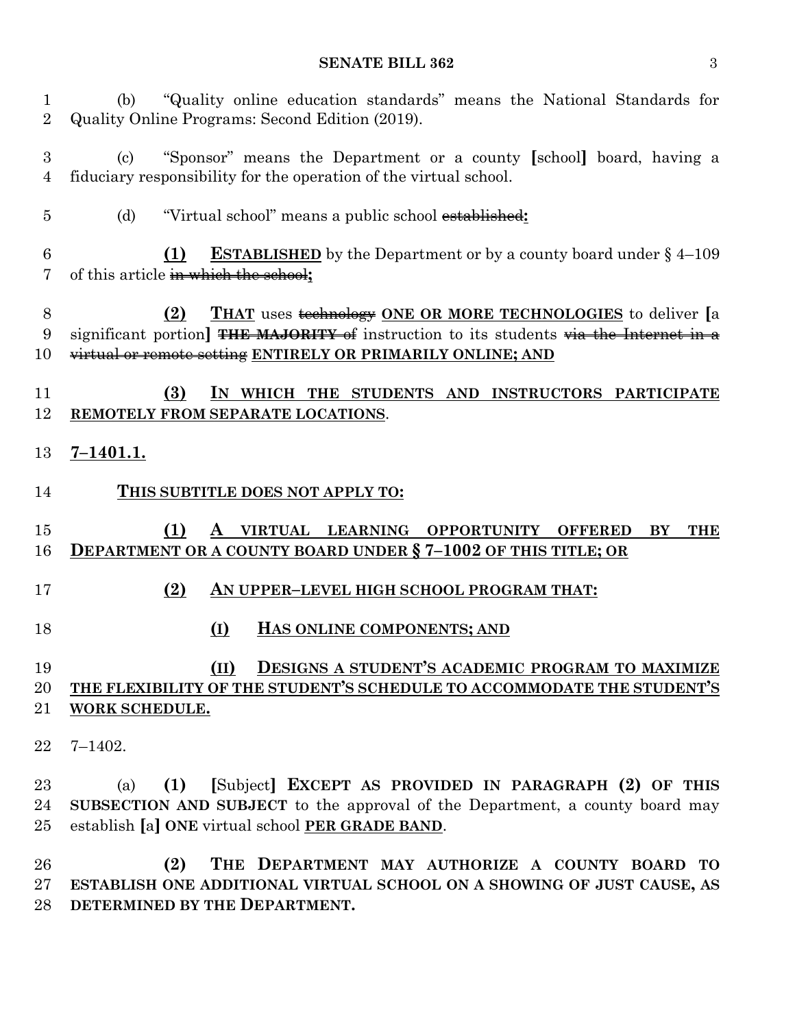(b) "Quality online education standards" means the National Standards for Quality Online Programs: Second Edition (2019).

(c) "Sponsor" means the Department or a county [school] board, having a fiduciary responsibility for the operation of the virtual school.

(d) "Virtual school" means a public school ~~established~~**:**

**(1)** **ESTABLISHED** by the Department or by a county board under § 4–109 of this article ~~in which the school~~**;**

**(2)** **THAT** uses ~~technology~~ **ONE OR MORE TECHNOLOGIES** to deliver [a significant portion] ~~**THE MAJORITY** of~~ instruction to its students ~~via the Internet in a virtual or remote setting~~ **ENTIRELY OR PRIMARILY ONLINE; AND**

**(3)** **IN WHICH THE STUDENTS AND INSTRUCTORS PARTICIPATE REMOTELY FROM SEPARATE LOCATIONS**.

**7–1401.1.**

**THIS SUBTITLE DOES NOT APPLY TO:**

**(1)** **A VIRTUAL LEARNING OPPORTUNITY OFFERED BY THE DEPARTMENT OR A COUNTY BOARD UNDER § 7–1002 OF THIS TITLE; OR**

**(2)** **AN UPPER–LEVEL HIGH SCHOOL PROGRAM THAT:**

**(I)** **HAS ONLINE COMPONENTS; AND**

**(II)** **DESIGNS A STUDENT'S ACADEMIC PROGRAM TO MAXIMIZE THE FLEXIBILITY OF THE STUDENT'S SCHEDULE TO ACCOMMODATE THE STUDENT'S WORK SCHEDULE.**

7–1402.

(a) **(1)** [Subject] **EXCEPT AS PROVIDED IN PARAGRAPH (2) OF THIS SUBSECTION AND SUBJECT** to the approval of the Department, a county board may establish [a] **ONE** virtual school **PER GRADE BAND**.

**(2)** **THE DEPARTMENT MAY AUTHORIZE A COUNTY BOARD TO ESTABLISH ONE ADDITIONAL VIRTUAL SCHOOL ON A SHOWING OF JUST CAUSE, AS DETERMINED BY THE DEPARTMENT.**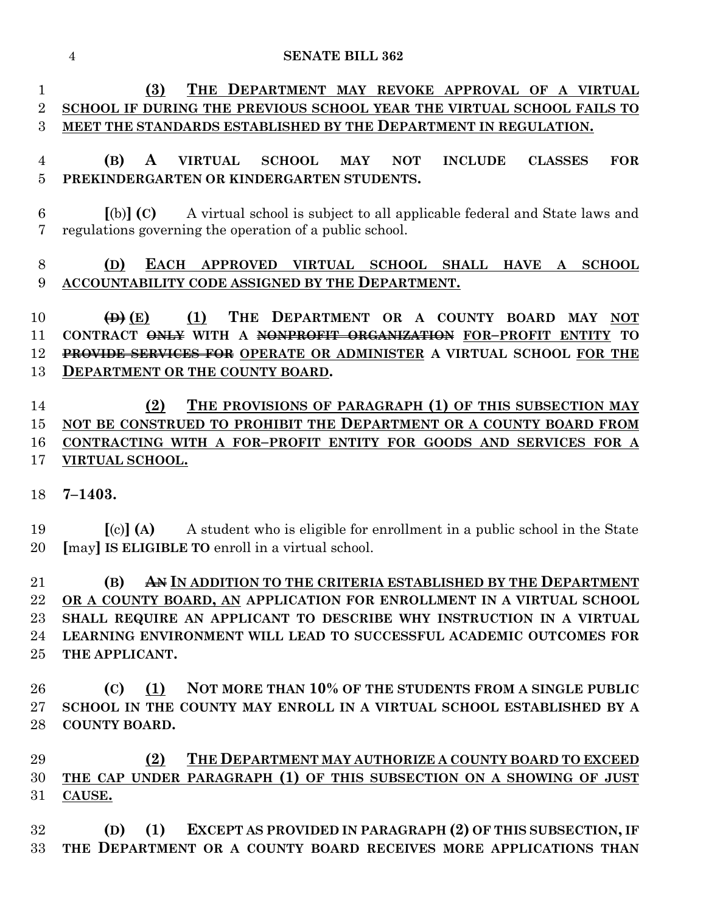**(3) <u>THE DEPARTMENT MAY REVOKE APPROVAL OF A VIRTUAL SCHOOL IF DURING THE PREVIOUS SCHOOL YEAR THE VIRTUAL SCHOOL FAILS TO MEET THE STANDARDS ESTABLISHED BY THE DEPARTMENT IN REGULATION.</u>**

**(B) A VIRTUAL SCHOOL MAY NOT INCLUDE CLASSES FOR PREKINDERGARTEN OR KINDERGARTEN STUDENTS.**

**[**(b)**] (C)** A virtual school is subject to all applicable federal and State laws and regulations governing the operation of a public school.

**<u>(D) EACH APPROVED VIRTUAL SCHOOL SHALL HAVE A SCHOOL ACCOUNTABILITY CODE ASSIGNED BY THE DEPARTMENT.</u>**

**~~(D)~~ <u>(E)</u> (1) THE DEPARTMENT OR A COUNTY BOARD MAY <u>NOT</u> CONTRACT ~~ONLY~~ WITH A ~~NONPROFIT ORGANIZATION~~ <u>FOR–PROFIT ENTITY</u> TO ~~PROVIDE SERVICES FOR~~ <u>OPERATE OR ADMINISTER</u> A VIRTUAL SCHOOL <u>FOR THE DEPARTMENT OR THE COUNTY BOARD</u>.**

**<u>(2) THE PROVISIONS OF PARAGRAPH (1) OF THIS SUBSECTION MAY NOT BE CONSTRUED TO PROHIBIT THE DEPARTMENT OR A COUNTY BOARD FROM CONTRACTING WITH A FOR–PROFIT ENTITY FOR GOODS AND SERVICES FOR A VIRTUAL SCHOOL.</u>**

**7–1403.**

**[**(c)**] (A)** A student who is eligible for enrollment in a public school in the State **[**may**] IS ELIGIBLE TO** enroll in a virtual school.

**(B) ~~AN~~ <u>IN ADDITION TO THE CRITERIA ESTABLISHED BY THE DEPARTMENT OR A COUNTY BOARD, AN</u> APPLICATION FOR ENROLLMENT IN A VIRTUAL SCHOOL SHALL REQUIRE AN APPLICANT TO DESCRIBE WHY INSTRUCTION IN A VIRTUAL LEARNING ENVIRONMENT WILL LEAD TO SUCCESSFUL ACADEMIC OUTCOMES FOR THE APPLICANT.**

**(C) <u>(1)</u> NOT MORE THAN 10% OF THE STUDENTS FROM A SINGLE PUBLIC SCHOOL IN THE COUNTY MAY ENROLL IN A VIRTUAL SCHOOL ESTABLISHED BY A COUNTY BOARD.**

**<u>(2) THE DEPARTMENT MAY AUTHORIZE A COUNTY BOARD TO EXCEED THE CAP UNDER PARAGRAPH (1) OF THIS SUBSECTION ON A SHOWING OF JUST CAUSE.</u>**

**(D) (1) EXCEPT AS PROVIDED IN PARAGRAPH (2) OF THIS SUBSECTION, IF THE DEPARTMENT OR A COUNTY BOARD RECEIVES MORE APPLICATIONS THAN**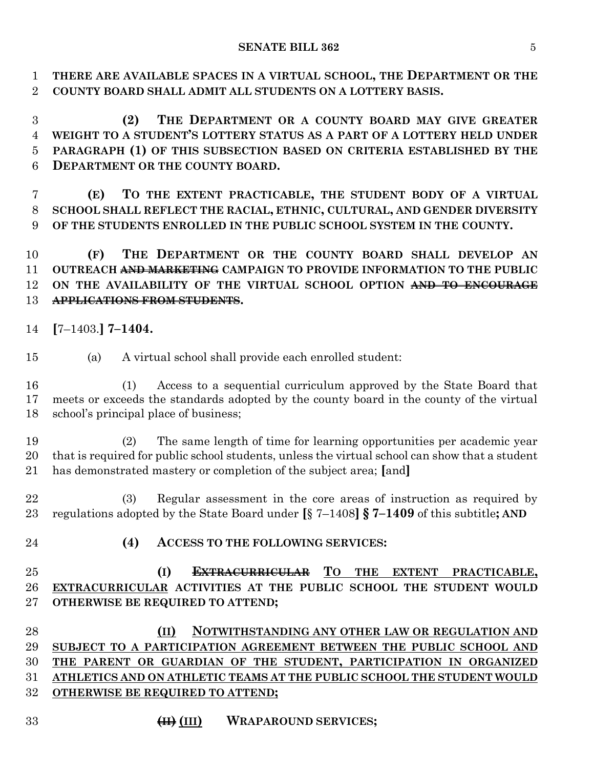**THERE ARE AVAILABLE SPACES IN A VIRTUAL SCHOOL, THE DEPARTMENT OR THE COUNTY BOARD SHALL ADMIT ALL STUDENTS ON A LOTTERY BASIS.**

**(2) THE DEPARTMENT OR A COUNTY BOARD MAY GIVE GREATER WEIGHT TO A STUDENT'S LOTTERY STATUS AS A PART OF A LOTTERY HELD UNDER PARAGRAPH (1) OF THIS SUBSECTION BASED ON CRITERIA ESTABLISHED BY THE DEPARTMENT OR THE COUNTY BOARD.**

**(E) TO THE EXTENT PRACTICABLE, THE STUDENT BODY OF A VIRTUAL SCHOOL SHALL REFLECT THE RACIAL, ETHNIC, CULTURAL, AND GENDER DIVERSITY OF THE STUDENTS ENROLLED IN THE PUBLIC SCHOOL SYSTEM IN THE COUNTY.**

**(F) THE DEPARTMENT OR THE COUNTY BOARD SHALL DEVELOP AN OUTREACH ~~AND MARKETING~~ CAMPAIGN TO PROVIDE INFORMATION TO THE PUBLIC ON THE AVAILABILITY OF THE VIRTUAL SCHOOL OPTION ~~AND TO ENCOURAGE APPLICATIONS FROM STUDENTS~~.**

**[**7–1403.**] 7–1404.**

(a) A virtual school shall provide each enrolled student:

(1) Access to a sequential curriculum approved by the State Board that meets or exceeds the standards adopted by the county board in the county of the virtual school's principal place of business;

(2) The same length of time for learning opportunities per academic year that is required for public school students, unless the virtual school can show that a student has demonstrated mastery or completion of the subject area; **[**and**]**

(3) Regular assessment in the core areas of instruction as required by regulations adopted by the State Board under **[**§ 7–1408**] § 7–1409** of this subtitle**; AND**

**(4) ACCESS TO THE FOLLOWING SERVICES:**

**(I) ~~EXTRACURRICULAR~~ <u>TO THE EXTENT PRACTICABLE, EXTRACURRICULAR</u> ACTIVITIES AT THE PUBLIC SCHOOL THE STUDENT WOULD OTHERWISE BE REQUIRED TO ATTEND;**

**<u>(II) NOTWITHSTANDING ANY OTHER LAW OR REGULATION AND SUBJECT TO A PARTICIPATION AGREEMENT BETWEEN THE PUBLIC SCHOOL AND THE PARENT OR GUARDIAN OF THE STUDENT, PARTICIPATION IN ORGANIZED ATHLETICS AND ON ATHLETIC TEAMS AT THE PUBLIC SCHOOL THE STUDENT WOULD OTHERWISE BE REQUIRED TO ATTEND;</u>**

**~~(II)~~ <u>(III)</u> WRAPAROUND SERVICES;**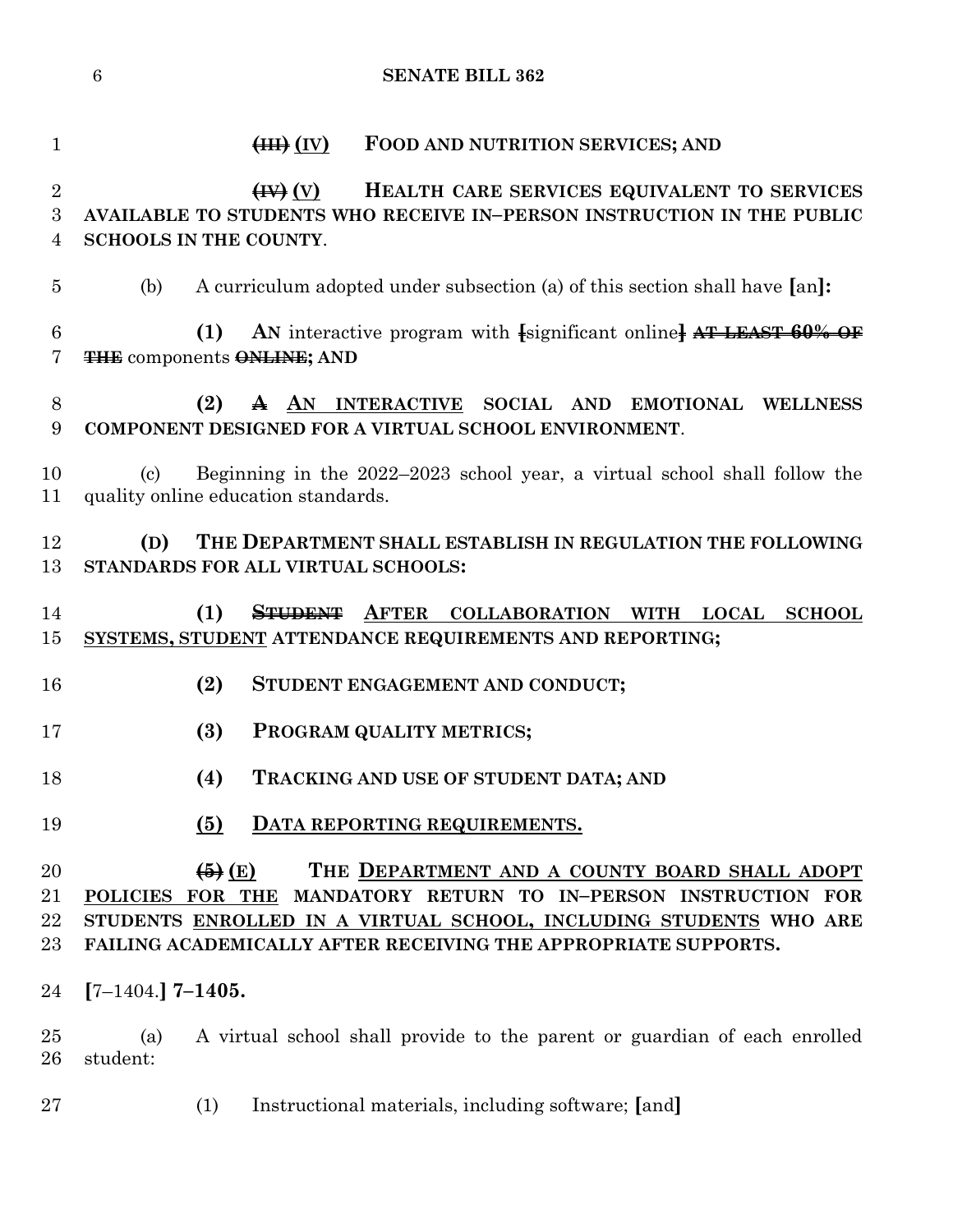**~~(III)~~ <u>(IV)</u> FOOD AND NUTRITION SERVICES; AND**

**~~(IV)~~ <u>(V)</u> HEALTH CARE SERVICES EQUIVALENT TO SERVICES AVAILABLE TO STUDENTS WHO RECEIVE IN–PERSON INSTRUCTION IN THE PUBLIC SCHOOLS IN THE COUNTY**.

(b) A curriculum adopted under subsection (a) of this section shall have **[**an**]:**

**(1) AN** interactive program with **[**significant online**]** ~~**AT LEAST 60% OF THE**~~ components ~~**ONLINE**~~**; AND**

**(2) ~~A~~ <u>AN INTERACTIVE</u> SOCIAL AND EMOTIONAL WELLNESS COMPONENT DESIGNED FOR A VIRTUAL SCHOOL ENVIRONMENT**.

(c) Beginning in the 2022–2023 school year, a virtual school shall follow the quality online education standards.

**(D) THE DEPARTMENT SHALL ESTABLISH IN REGULATION THE FOLLOWING STANDARDS FOR ALL VIRTUAL SCHOOLS:**

**(1) ~~STUDENT~~ <u>AFTER COLLABORATION WITH LOCAL SCHOOL SYSTEMS, STUDENT</u> ATTENDANCE REQUIREMENTS AND REPORTING;**

**(2) STUDENT ENGAGEMENT AND CONDUCT;**

**(3) PROGRAM QUALITY METRICS;**

**(4) TRACKING AND USE OF STUDENT DATA; AND**

**<u>(5) DATA REPORTING REQUIREMENTS.</u>**

**~~(5)~~ <u>(E)</u> THE <u>DEPARTMENT AND A COUNTY BOARD SHALL ADOPT POLICIES FOR THE</u> MANDATORY RETURN TO IN–PERSON INSTRUCTION FOR STUDENTS <u>ENROLLED IN A VIRTUAL SCHOOL, INCLUDING STUDENTS</u> WHO ARE FAILING ACADEMICALLY AFTER RECEIVING THE APPROPRIATE SUPPORTS.**

**[**7–1404.**] 7–1405.**

(a) A virtual school shall provide to the parent or guardian of each enrolled student:

(1) Instructional materials, including software; **[**and**]**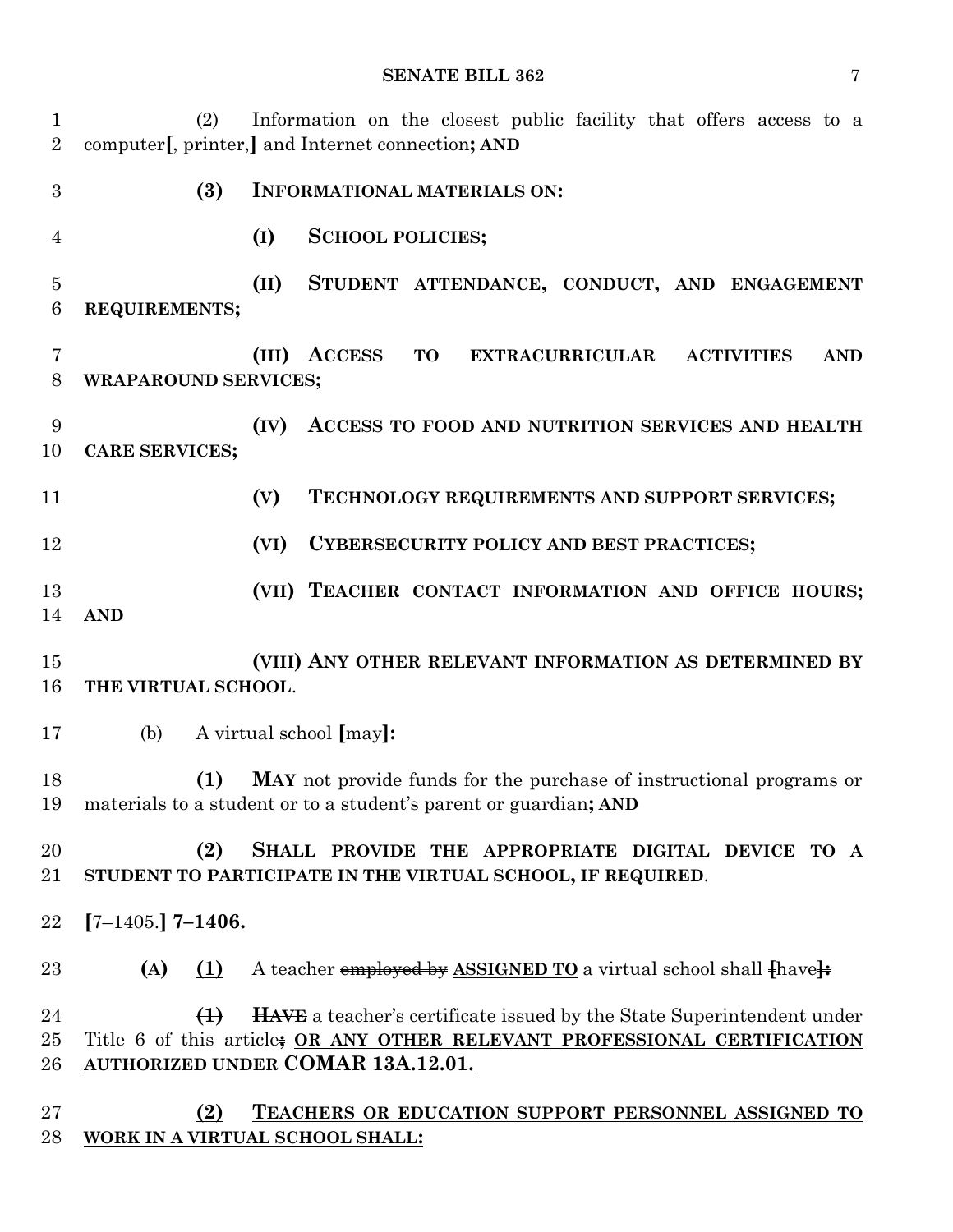(2) Information on the closest public facility that offers access to a computer[, printer,] and Internet connection**; AND**

**(3) INFORMATIONAL MATERIALS ON:**

**(I) SCHOOL POLICIES;**

**(II) STUDENT ATTENDANCE, CONDUCT, AND ENGAGEMENT REQUIREMENTS;**

**(III) ACCESS TO EXTRACURRICULAR ACTIVITIES AND WRAPAROUND SERVICES;**

**(IV) ACCESS TO FOOD AND NUTRITION SERVICES AND HEALTH CARE SERVICES;**

**(V) TECHNOLOGY REQUIREMENTS AND SUPPORT SERVICES;**

**(VI) CYBERSECURITY POLICY AND BEST PRACTICES;**

**(VII) TEACHER CONTACT INFORMATION AND OFFICE HOURS; AND**

**(VIII) ANY OTHER RELEVANT INFORMATION AS DETERMINED BY THE VIRTUAL SCHOOL**.

(b) A virtual school **[**may**]:**

**(1) MAY** not provide funds for the purchase of instructional programs or materials to a student or to a student's parent or guardian**; AND**

**(2) SHALL PROVIDE THE APPROPRIATE DIGITAL DEVICE TO A STUDENT TO PARTICIPATE IN THE VIRTUAL SCHOOL, IF REQUIRED**.

**[**7–1405.**] 7–1406.**

**(A)** **<u>(1)</u>** A teacher ~~employed by~~ **<u>ASSIGNED TO</u>** a virtual school shall ~~[~~have~~]:~~

~~**(1)**~~ ~~**HAVE**~~ a teacher's certificate issued by the State Superintendent under Title 6 of this article~~;~~ **<u>OR ANY OTHER RELEVANT PROFESSIONAL CERTIFICATION AUTHORIZED UNDER COMAR 13A.12.01.</u>**

**<u>(2)</u> <u>TEACHERS OR EDUCATION SUPPORT PERSONNEL ASSIGNED TO WORK IN A VIRTUAL SCHOOL SHALL:</u>**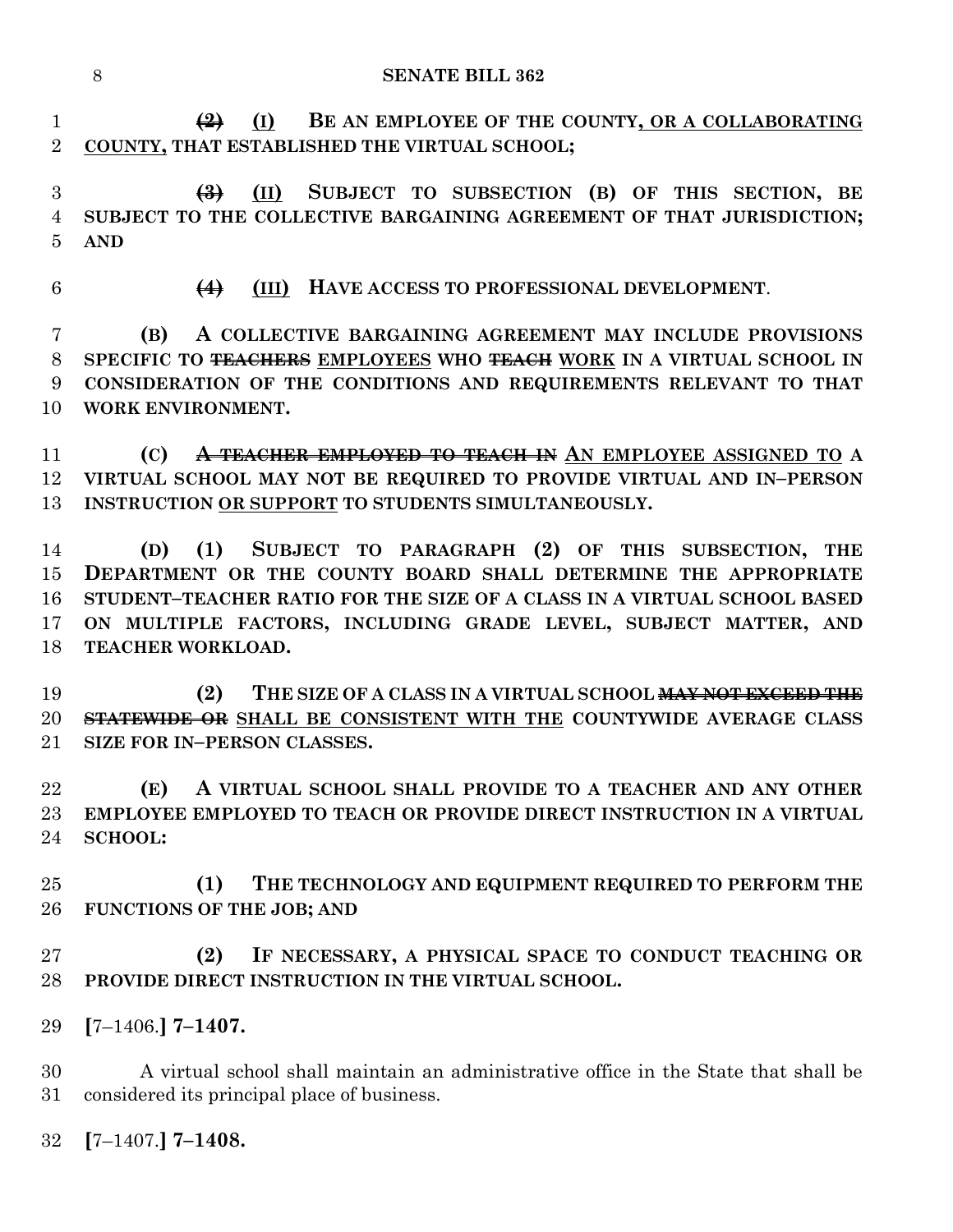~~(2)~~ (I) BE AN EMPLOYEE OF THE COUNTY, OR A COLLABORATING COUNTY, THAT ESTABLISHED THE VIRTUAL SCHOOL;

~~(3)~~ (II) SUBJECT TO SUBSECTION (B) OF THIS SECTION, BE SUBJECT TO THE COLLECTIVE BARGAINING AGREEMENT OF THAT JURISDICTION; AND

~~(4)~~ (III) HAVE ACCESS TO PROFESSIONAL DEVELOPMENT.

(B) A COLLECTIVE BARGAINING AGREEMENT MAY INCLUDE PROVISIONS SPECIFIC TO ~~TEACHERS~~ EMPLOYEES WHO ~~TEACH~~ WORK IN A VIRTUAL SCHOOL IN CONSIDERATION OF THE CONDITIONS AND REQUIREMENTS RELEVANT TO THAT WORK ENVIRONMENT.

(C) ~~A TEACHER EMPLOYED TO TEACH IN~~ AN EMPLOYEE ASSIGNED TO A VIRTUAL SCHOOL MAY NOT BE REQUIRED TO PROVIDE VIRTUAL AND IN–PERSON INSTRUCTION OR SUPPORT TO STUDENTS SIMULTANEOUSLY.

(D) (1) SUBJECT TO PARAGRAPH (2) OF THIS SUBSECTION, THE DEPARTMENT OR THE COUNTY BOARD SHALL DETERMINE THE APPROPRIATE STUDENT–TEACHER RATIO FOR THE SIZE OF A CLASS IN A VIRTUAL SCHOOL BASED ON MULTIPLE FACTORS, INCLUDING GRADE LEVEL, SUBJECT MATTER, AND TEACHER WORKLOAD.

(2) THE SIZE OF A CLASS IN A VIRTUAL SCHOOL ~~MAY NOT EXCEED THE STATEWIDE OR~~ SHALL BE CONSISTENT WITH THE COUNTYWIDE AVERAGE CLASS SIZE FOR IN–PERSON CLASSES.

(E) A VIRTUAL SCHOOL SHALL PROVIDE TO A TEACHER AND ANY OTHER EMPLOYEE EMPLOYED TO TEACH OR PROVIDE DIRECT INSTRUCTION IN A VIRTUAL SCHOOL:

(1) THE TECHNOLOGY AND EQUIPMENT REQUIRED TO PERFORM THE FUNCTIONS OF THE JOB; AND

(2) IF NECESSARY, A PHYSICAL SPACE TO CONDUCT TEACHING OR PROVIDE DIRECT INSTRUCTION IN THE VIRTUAL SCHOOL.

**[**7–1406.**] 7–1407.**

A virtual school shall maintain an administrative office in the State that shall be considered its principal place of business.

**[**7–1407.**] 7–1408.**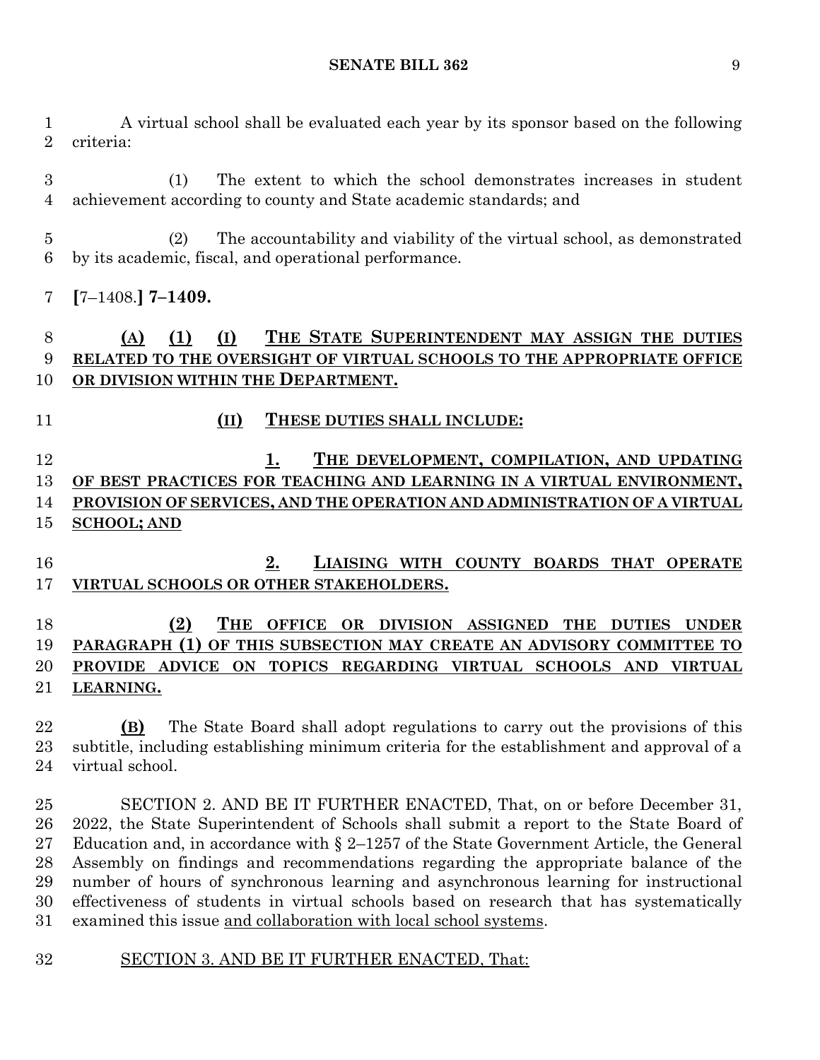A virtual school shall be evaluated each year by its sponsor based on the following criteria:

(1) The extent to which the school demonstrates increases in student achievement according to county and State academic standards; and

(2) The accountability and viability of the virtual school, as demonstrated by its academic, fiscal, and operational performance.

**[**7–1408.**] 7–1409.**

**(A) (1) (I) THE STATE SUPERINTENDENT MAY ASSIGN THE DUTIES RELATED TO THE OVERSIGHT OF VIRTUAL SCHOOLS TO THE APPROPRIATE OFFICE OR DIVISION WITHIN THE DEPARTMENT.**

**(II) THESE DUTIES SHALL INCLUDE:**

**1. THE DEVELOPMENT, COMPILATION, AND UPDATING OF BEST PRACTICES FOR TEACHING AND LEARNING IN A VIRTUAL ENVIRONMENT, PROVISION OF SERVICES, AND THE OPERATION AND ADMINISTRATION OF A VIRTUAL SCHOOL; AND**

**2. LIAISING WITH COUNTY BOARDS THAT OPERATE VIRTUAL SCHOOLS OR OTHER STAKEHOLDERS.**

**(2) THE OFFICE OR DIVISION ASSIGNED THE DUTIES UNDER PARAGRAPH (1) OF THIS SUBSECTION MAY CREATE AN ADVISORY COMMITTEE TO PROVIDE ADVICE ON TOPICS REGARDING VIRTUAL SCHOOLS AND VIRTUAL LEARNING.**

**(B)** The State Board shall adopt regulations to carry out the provisions of this subtitle, including establishing minimum criteria for the establishment and approval of a virtual school.

SECTION 2. AND BE IT FURTHER ENACTED, That, on or before December 31, 2022, the State Superintendent of Schools shall submit a report to the State Board of Education and, in accordance with § 2–1257 of the State Government Article, the General Assembly on findings and recommendations regarding the appropriate balance of the number of hours of synchronous learning and asynchronous learning for instructional effectiveness of students in virtual schools based on research that has systematically examined this issue and collaboration with local school systems.

SECTION 3. AND BE IT FURTHER ENACTED, That: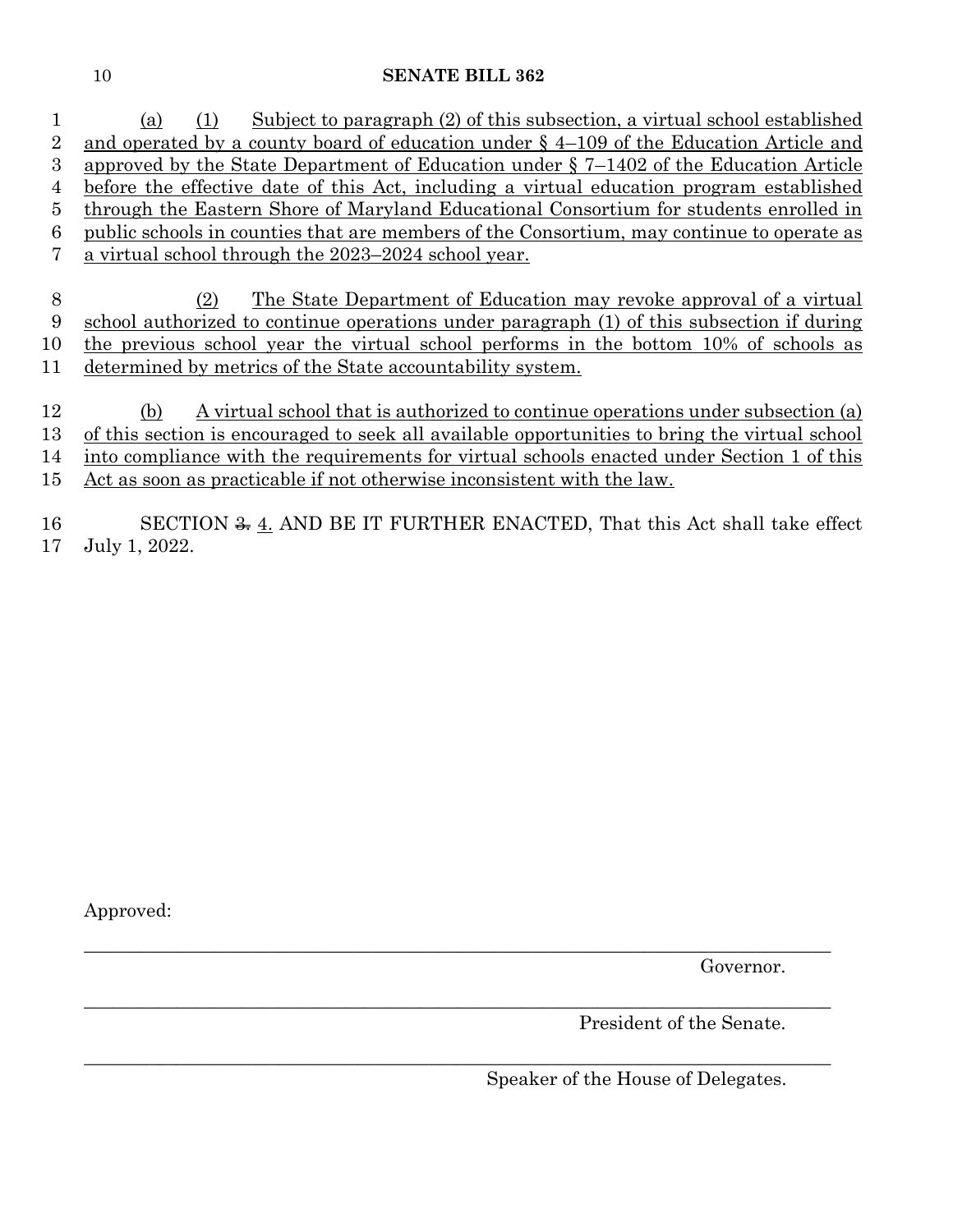(a) (1) Subject to paragraph (2) of this subsection, a virtual school established and operated by a county board of education under § 4–109 of the Education Article and approved by the State Department of Education under § 7–1402 of the Education Article before the effective date of this Act, including a virtual education program established through the Eastern Shore of Maryland Educational Consortium for students enrolled in public schools in counties that are members of the Consortium, may continue to operate as a virtual school through the 2023–2024 school year.

(2) The State Department of Education may revoke approval of a virtual school authorized to continue operations under paragraph (1) of this subsection if during the previous school year the virtual school performs in the bottom 10% of schools as determined by metrics of the State accountability system.

(b) A virtual school that is authorized to continue operations under subsection (a) of this section is encouraged to seek all available opportunities to bring the virtual school into compliance with the requirements for virtual schools enacted under Section 1 of this Act as soon as practicable if not otherwise inconsistent with the law.

SECTION ~~3.~~ 4. AND BE IT FURTHER ENACTED, That this Act shall take effect July 1, 2022.

Approved:

\_\_\_\_\_\_\_\_\_\_\_\_\_\_\_\_\_\_\_\_\_\_\_\_\_\_\_\_\_\_\_\_\_\_\_\_\_\_\_\_

Governor.

\_\_\_\_\_\_\_\_\_\_\_\_\_\_\_\_\_\_\_\_\_\_\_\_\_\_\_\_\_\_\_\_\_\_\_\_\_\_\_\_

President of the Senate.

\_\_\_\_\_\_\_\_\_\_\_\_\_\_\_\_\_\_\_\_\_\_\_\_\_\_\_\_\_\_\_\_\_\_\_\_\_\_\_\_

Speaker of the House of Delegates.